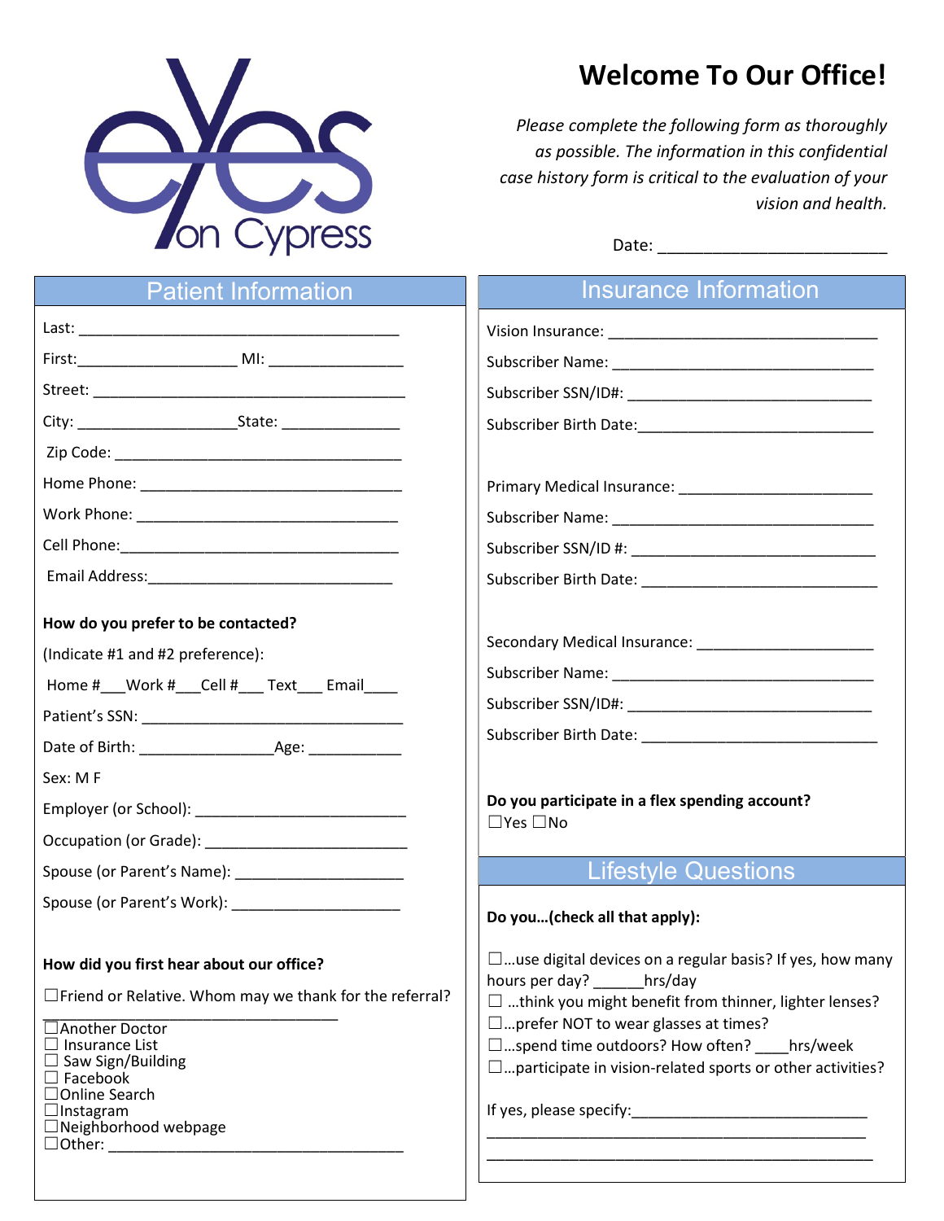eyes on Cypress

# Welcome To Our Office!

*Please complete the following form as thoroughly as possible. The information in this confidential case history form is critical to the evaluation of your vision and health.*

Date: ___________________________

## Patient Information

Last: ___________________________________________

First: ____________________ MI: _________________

Street: __________________________________________

City: ____________________ State: ______________

Zip Code: ______________________________________

Home Phone: ___________________________________

Work Phone: ____________________________________

Cell Phone: _____________________________________

Email Address: __________________________________

**How do you prefer to be contacted?**

(Indicate #1 and #2 preference):

Home #___ Work #___ Cell #___ Text___ Email____

Patient's SSN: ___________________________________

Date of Birth: _________________ Age: ____________

Sex: M F

Employer (or School): ____________________________

Occupation (or Grade): ___________________________

Spouse (or Parent's Name): ______________________

Spouse (or Parent's Work): ______________________

**How did you first hear about our office?**

☐ Friend or Relative. Whom may we thank for the referral? ______________________________________

☐ Another Doctor
☐ Insurance List
☐ Saw Sign/Building
☐ Facebook
☐ Online Search
☐ Instagram
☐ Neighborhood webpage
☐ Other: ______________________________________

## Insurance Information

Vision Insurance: ___________________________________

Subscriber Name: ___________________________________

Subscriber SSN/ID#: ________________________________

Subscriber Birth Date: ______________________________

Primary Medical Insurance: ________________________

Subscriber Name: ___________________________________

Subscriber SSN/ID #: ________________________________

Subscriber Birth Date: ______________________________

Secondary Medical Insurance: ______________________

Subscriber Name: ___________________________________

Subscriber SSN/ID#: ________________________________

Subscriber Birth Date: ______________________________

**Do you participate in a flex spending account?**
☐ Yes ☐ No

## Lifestyle Questions

**Do you…(check all that apply):**

☐ …use digital devices on a regular basis? If yes, how many hours per day? ______hrs/day
☐ …think you might benefit from thinner, lighter lenses?
☐ …prefer NOT to wear glasses at times?
☐ …spend time outdoors? How often? ____hrs/week
☐ …participate in vision-related sports or other activities?

If yes, please specify: ______________________________
__________________________________________________
__________________________________________________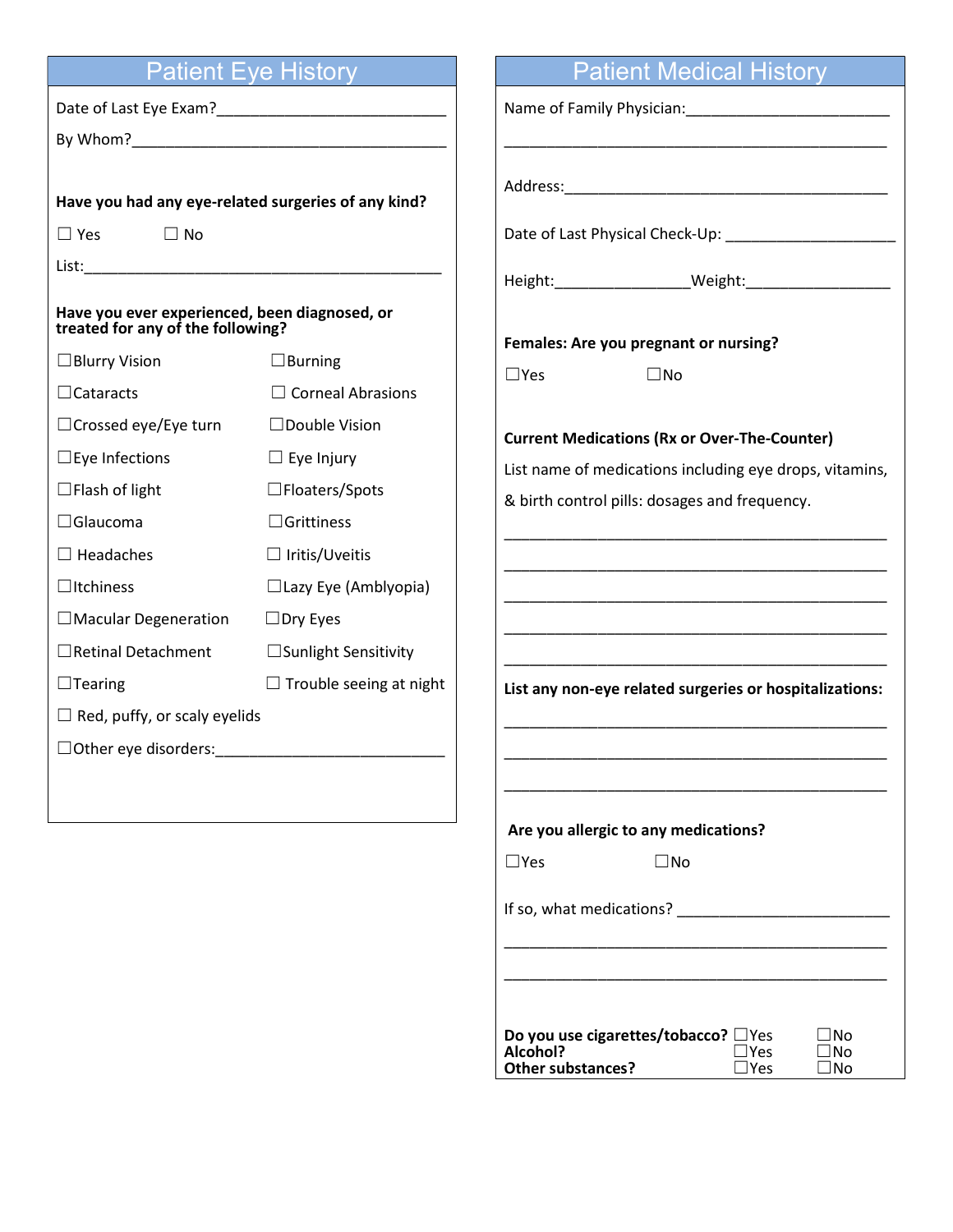## Patient Eye History

Date of Last Eye Exam?____________________________

By Whom?_______________________________________

**Have you had any eye-related surgeries of any kind?**

☐ Yes ☐ No

List:_____________________________________________

**Have you ever experienced, been diagnosed, or treated for any of the following?**

☐Blurry Vision ☐Burning

☐Cataracts ☐ Corneal Abrasions

☐Crossed eye/Eye turn ☐Double Vision

☐Eye Infections ☐ Eye Injury

☐Flash of light ☐Floaters/Spots

☐Glaucoma ☐Grittiness

☐ Headaches ☐ Iritis/Uveitis

☐Itchiness ☐Lazy Eye (Amblyopia)

☐Macular Degeneration ☐Dry Eyes

☐Retinal Detachment ☐Sunlight Sensitivity

☐Tearing ☐ Trouble seeing at night

☐ Red, puffy, or scaly eyelids

☐Other eye disorders:____________________________

## Patient Medical History

Name of Family Physician:_________________________

_____________________________________________

Address:______________________________________

Date of Last Physical Check-Up: ___________________

Height:_______________Weight:________________

**Females: Are you pregnant or nursing?**

☐Yes ☐No

**Current Medications (Rx or Over-The-Counter)**

List name of medications including eye drops, vitamins, & birth control pills: dosages and frequency.

_____________________________________________

_____________________________________________

_____________________________________________

_____________________________________________

_____________________________________________

**List any non-eye related surgeries or hospitalizations:**

_____________________________________________

_____________________________________________

_____________________________________________

**Are you allergic to any medications?**

☐Yes ☐No

If so, what medications? _________________________

_____________________________________________

_____________________________________________

**Do you use cigarettes/tobacco?** ☐Yes ☐No

**Alcohol?** ☐Yes ☐No

**Other substances?** ☐Yes ☐No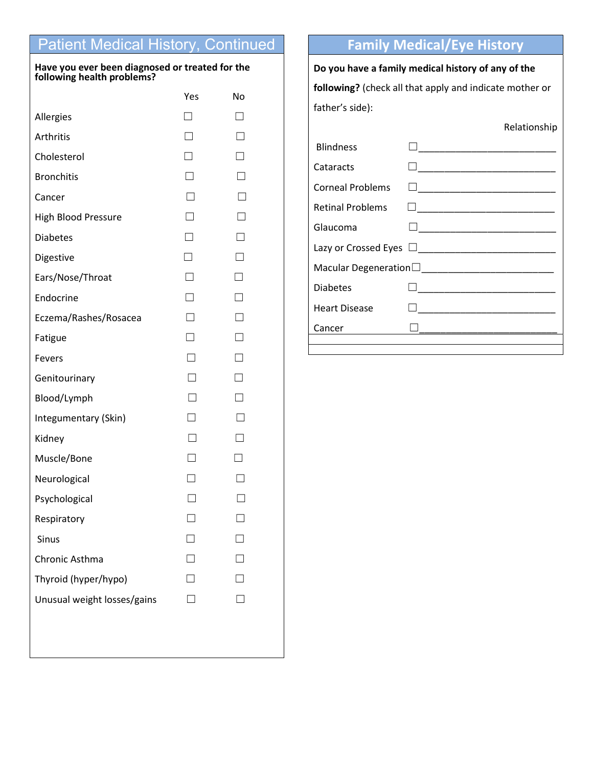## Patient Medical History, Continued

**Have you ever been diagnosed or treated for the following health problems?**

| | Yes | No |
|---|---|---|
| Allergies | ☐ | ☐ |
| Arthritis | ☐ | ☐ |
| Cholesterol | ☐ | ☐ |
| Bronchitis | ☐ | ☐ |
| Cancer | ☐ | ☐ |
| High Blood Pressure | ☐ | ☐ |
| Diabetes | ☐ | ☐ |
| Digestive | ☐ | ☐ |
| Ears/Nose/Throat | ☐ | ☐ |
| Endocrine | ☐ | ☐ |
| Eczema/Rashes/Rosacea | ☐ | ☐ |
| Fatigue | ☐ | ☐ |
| Fevers | ☐ | ☐ |
| Genitourinary | ☐ | ☐ |
| Blood/Lymph | ☐ | ☐ |
| Integumentary (Skin) | ☐ | ☐ |
| Kidney | ☐ | ☐ |
| Muscle/Bone | ☐ | ☐ |
| Neurological | ☐ | ☐ |
| Psychological | ☐ | ☐ |
| Respiratory | ☐ | ☐ |
| Sinus | ☐ | ☐ |
| Chronic Asthma | ☐ | ☐ |
| Thyroid (hyper/hypo) | ☐ | ☐ |
| Unusual weight losses/gains | ☐ | ☐ |

## Family Medical/Eye History

**Do you have a family medical history of any of the following?** (check all that apply and indicate mother or father's side):

| | | Relationship |
|---|---|---|
| Blindness | ☐ | ___________________________ |
| Cataracts | ☐ | ___________________________ |
| Corneal Problems | ☐ | ___________________________ |
| Retinal Problems | ☐ | ___________________________ |
| Glaucoma | ☐ | ___________________________ |
| Lazy or Crossed Eyes | ☐ | ___________________________ |
| Macular Degeneration | ☐ | ___________________________ |
| Diabetes | ☐ | ___________________________ |
| Heart Disease | ☐ | ___________________________ |
| Cancer | ☐ | ___________________________ |